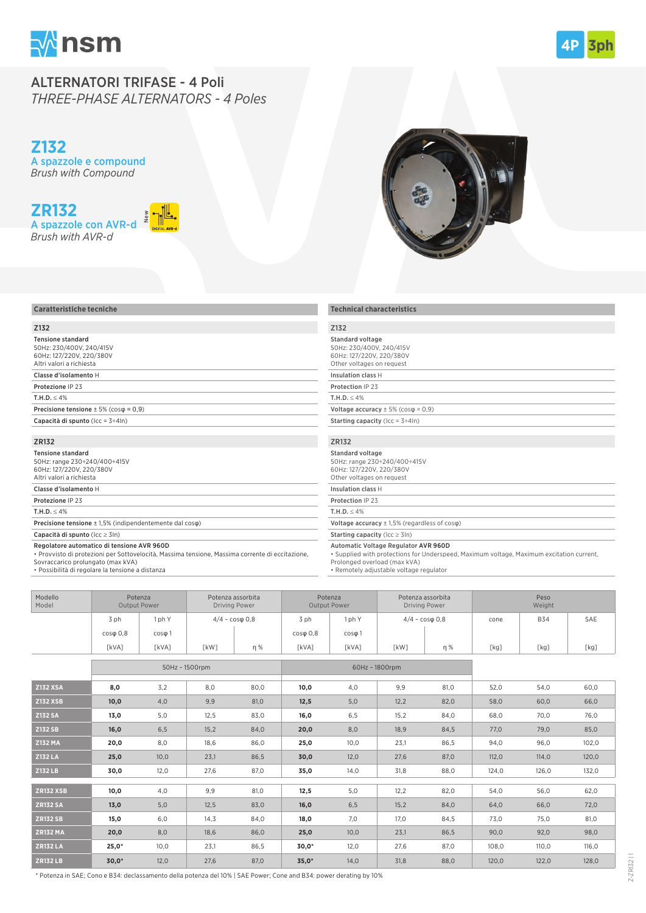nsm

4P 3ph

# ALTERNATORI TRIFASE - 4 Poli
*THREE-PHASE ALTERNATORS - 4 Poles*

## Z132
A spazzole e compound
*Brush with Compound*

## ZR132
A spazzole con AVR-d
*Brush with AVR-d*

New DIGITAL AVR-d

### Caratteristiche tecniche

**Z132**

**Tensione standard**
50Hz: 230/400V, 240/415V
60Hz: 127/220V, 220/380V
Altri valori a richiesta

**Classe d'isolamento** H

**Protezione** IP 23

**T.H.D.** ≤ 4%

**Precisione tensione** ± 5% (cosφ = 0,9)

**Capacità di spunto** (Icc = 3÷4In)

**ZR132**

**Tensione standard**
50Hz: range 230÷240/400÷415V
60Hz: 127/220V, 220/380V
Altri valori a richiesta

**Classe d'isolamento** H

**Protezione** IP 23

**T.H.D.** ≤ 4%

**Precisione tensione** ± 1,5% (indipendentemente dal cosφ)

**Capacità di spunto** (Icc ≥ 3In)

**Regolatore automatico di tensione AVR 960D**
- Provvisto di protezioni per Sottovelocità, Massima tensione, Massima corrente di eccitazione, Sovraccarico prolungato (max kVA)
- Possibilità di regolare la tensione a distanza

### Technical characteristics

**Z132**

**Standard voltage**
50Hz: 230/400V, 240/415V
60Hz: 127/220V, 220/380V
Other voltages on request

**Insulation class** H

**Protection** IP 23

**T.H.D.** ≤ 4%

**Voltage accuracy** ± 5% (cosφ = 0,9)

**Starting capacity** (Icc = 3÷4In)

**ZR132**

**Standard voltage**
50Hz: range 230÷240/400÷415V
60Hz: 127/220V, 220/380V
Other voltages on request

**Insulation class** H

**Protection** IP 23

**T.H.D.** ≤ 4%

**Voltage accuracy** ± 1,5% (regardless of cosφ)

**Starting capacity** (Icc ≥ 3In)

**Automatic Voltage Regulator AVR 960D**
- Supplied with protections for Underspeed, Maximum voltage, Maximum excitation current, Prolonged overload (max kVA)
- Remotely adjustable voltage regulator

| Modello Model | Potenza Output Power | | Potenza assorbita Driving Power | | Potenza Output Power | | Potenza assorbita Driving Power | | Peso Weight | | |
|---|---|---|---|---|---|---|---|---|---|---|---|
| | 3 ph | 1 ph Y | 4/4 – cosφ 0,8 | | 3 ph | 1 ph Y | 4/4 – cosφ 0,8 | | cone | B34 | SAE |
| | cosφ 0,8 | cosφ 1 | | | cosφ 0,8 | cosφ 1 | | | | | |
| | [kVA] | [kVA] | [kW] | η % | [kVA] | [kVA] | [kW] | η % | [kg] | [kg] | [kg] |
| | 50Hz – 1500rpm | | | | 60Hz – 1800rpm | | | | | | |
| **Z132 XSA** | **8,0** | 3,2 | 8,0 | 80,0 | **10,0** | 4,0 | 9,9 | 81,0 | 52,0 | 54,0 | 60,0 |
| **Z132 XSB** | **10,0** | 4,0 | 9,9 | 81,0 | **12,5** | 5,0 | 12,2 | 82,0 | 58,0 | 60,0 | 66,0 |
| **Z132 SA** | **13,0** | 5,0 | 12,5 | 83,0 | **16,0** | 6,5 | 15,2 | 84,0 | 68,0 | 70,0 | 76,0 |
| **Z132 SB** | **16,0** | 6,5 | 15,2 | 84,0 | **20,0** | 8,0 | 18,9 | 84,5 | 77,0 | 79,0 | 85,0 |
| **Z132 MA** | **20,0** | 8,0 | 18,6 | 86,0 | **25,0** | 10,0 | 23,1 | 86,5 | 94,0 | 96,0 | 102,0 |
| **Z132 LA** | **25,0** | 10,0 | 23,1 | 86,5 | **30,0** | 12,0 | 27,6 | 87,0 | 112,0 | 114,0 | 120,0 |
| **Z132 LB** | **30,0** | 12,0 | 27,6 | 87,0 | **35,0** | 14,0 | 31,8 | 88,0 | 124,0 | 126,0 | 132,0 |
| **ZR132 XSB** | **10,0** | 4,0 | 9,9 | 81,0 | **12,5** | 5,0 | 12,2 | 82,0 | 54,0 | 56,0 | 62,0 |
| **ZR132 SA** | **13,0** | 5,0 | 12,5 | 83,0 | **16,0** | 6,5 | 15,2 | 84,0 | 64,0 | 66,0 | 72,0 |
| **ZR132 SB** | **15,0** | 6,0 | 14,3 | 84,0 | **18,0** | 7,0 | 17,0 | 84,5 | 73,0 | 75,0 | 81,0 |
| **ZR132 MA** | **20,0** | 8,0 | 18,6 | 86,0 | **25,0** | 10,0 | 23,1 | 86,5 | 90,0 | 92,0 | 98,0 |
| **ZR132 LA** | **25,0*** | 10,0 | 23,1 | 86,5 | **30,0*** | 12,0 | 27,6 | 87,0 | 108,0 | 110,0 | 116,0 |
| **ZR132 LB** | **30,0*** | 12,0 | 27,6 | 87,0 | **35,0*** | 14,0 | 31,8 | 88,0 | 120,0 | 122,0 | 128,0 |

* Potenza in SAE; Cono e B34: declassamento della potenza del 10% | SAE Power; Cone and B34: power derating by 10%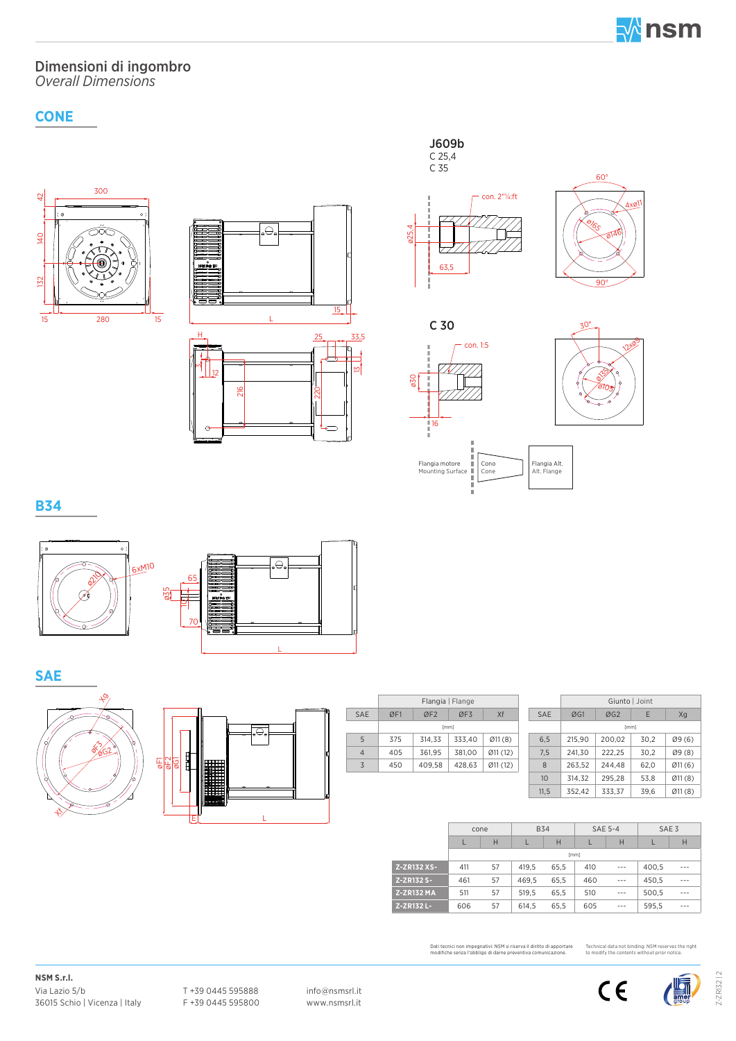# Dimensioni di ingombro
*Overall Dimensions*

## CONE

J609b
C 25,4
C 35

C 30

## B34

## SAE

| SAE | Flangia \| Flange | | | |
|---|---|---|---|---|
| | ØF1 | ØF2 | ØF3 | Xf |
| | [mm] | | | |
| 5 | 375 | 314,33 | 333,40 | Ø11 (8) |
| 4 | 405 | 361,95 | 381,00 | Ø11 (12) |
| 3 | 450 | 409,58 | 428,63 | Ø11 (12) |

| SAE | Giunto \| Joint | | | |
|---|---|---|---|---|
| | ØG1 | ØG2 | E | Xg |
| | [mm] | | | |
| 6,5 | 215,90 | 200,02 | 30,2 | Ø9 (6) |
| 7,5 | 241,30 | 222,25 | 30,2 | Ø9 (8) |
| 8 | 263,52 | 244,48 | 62,0 | Ø11 (6) |
| 10 | 314,32 | 295,28 | 53,8 | Ø11 (8) |
| 11,5 | 352,42 | 333,37 | 39,6 | Ø11 (8) |

| | cone | | B34 | | SAE 5-4 | | SAE 3 | |
|---|---|---|---|---|---|---|---|---|
| | L | H | L | H | L | H | L | H |
| | [mm] | | | | | | | |
| Z-ZR132 XS- | 411 | 57 | 419,5 | 65,5 | 410 | --- | 400,5 | --- |
| Z-ZR132 S- | 461 | 57 | 469,5 | 65,5 | 460 | --- | 450,5 | --- |
| Z-ZR132 MA | 511 | 57 | 519,5 | 65,5 | 510 | --- | 500,5 | --- |
| Z-ZR132 L- | 606 | 57 | 614,5 | 65,5 | 605 | --- | 595,5 | --- |

Dati tecnici non impegnativi: NSM si riserva il diritto di apportare modifiche senza l'obbligo di darne preventiva comunicazione.

Technical data not binding: NSM reserves the right to modify the contents without prior notice.

**NSM S.r.l.**
Via Lazio 5/b
36015 Schio | Vicenza | Italy

T +39 0445 595888
F +39 0445 595800

info@nsmsrl.it
www.nsmsrl.it